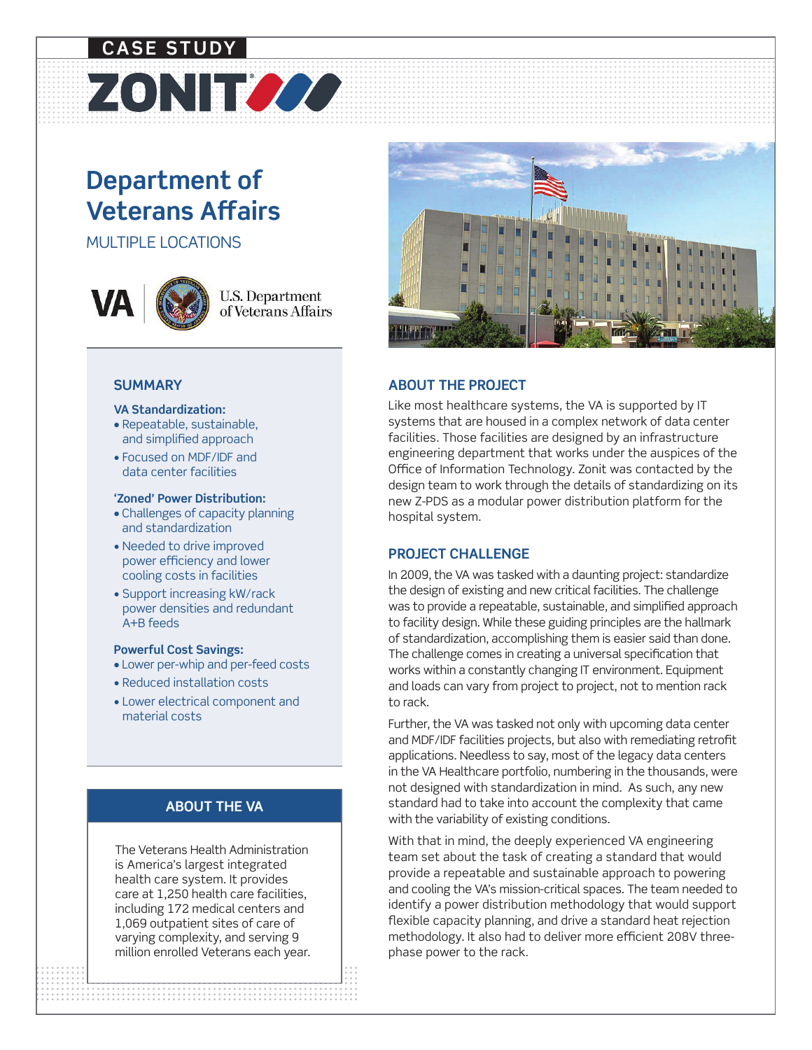CASE STUDY

ZONIT

# Department of Veterans Affairs

MULTIPLE LOCATIONS

VA | U.S. Department of Veterans Affairs

## SUMMARY

**VA Standardization:**

- Repeatable, sustainable, and simplified approach
- Focused on MDF/IDF and data center facilities

**'Zoned' Power Distribution:**

- Challenges of capacity planning and standardization
- Needed to drive improved power efficiency and lower cooling costs in facilities
- Support increasing kW/rack power densities and redundant A+B feeds

**Powerful Cost Savings:**

- Lower per-whip and per-feed costs
- Reduced installation costs
- Lower electrical component and material costs

## ABOUT THE VA

The Veterans Health Administration is America's largest integrated health care system. It provides care at 1,250 health care facilities, including 172 medical centers and 1,069 outpatient sites of care of varying complexity, and serving 9 million enrolled Veterans each year.

## ABOUT THE PROJECT

Like most healthcare systems, the VA is supported by IT systems that are housed in a complex network of data center facilities. Those facilities are designed by an infrastructure engineering department that works under the auspices of the Office of Information Technology. Zonit was contacted by the design team to work through the details of standardizing on its new Z-PDS as a modular power distribution platform for the hospital system.

## PROJECT CHALLENGE

In 2009, the VA was tasked with a daunting project: standardize the design of existing and new critical facilities. The challenge was to provide a repeatable, sustainable, and simplified approach to facility design. While these guiding principles are the hallmark of standardization, accomplishing them is easier said than done. The challenge comes in creating a universal specification that works within a constantly changing IT environment. Equipment and loads can vary from project to project, not to mention rack to rack.

Further, the VA was tasked not only with upcoming data center and MDF/IDF facilities projects, but also with remediating retrofit applications. Needless to say, most of the legacy data centers in the VA Healthcare portfolio, numbering in the thousands, were not designed with standardization in mind. As such, any new standard had to take into account the complexity that came with the variability of existing conditions.

With that in mind, the deeply experienced VA engineering team set about the task of creating a standard that would provide a repeatable and sustainable approach to powering and cooling the VA's mission-critical spaces. The team needed to identify a power distribution methodology that would support flexible capacity planning, and drive a standard heat rejection methodology. It also had to deliver more efficient 208V three-phase power to the rack.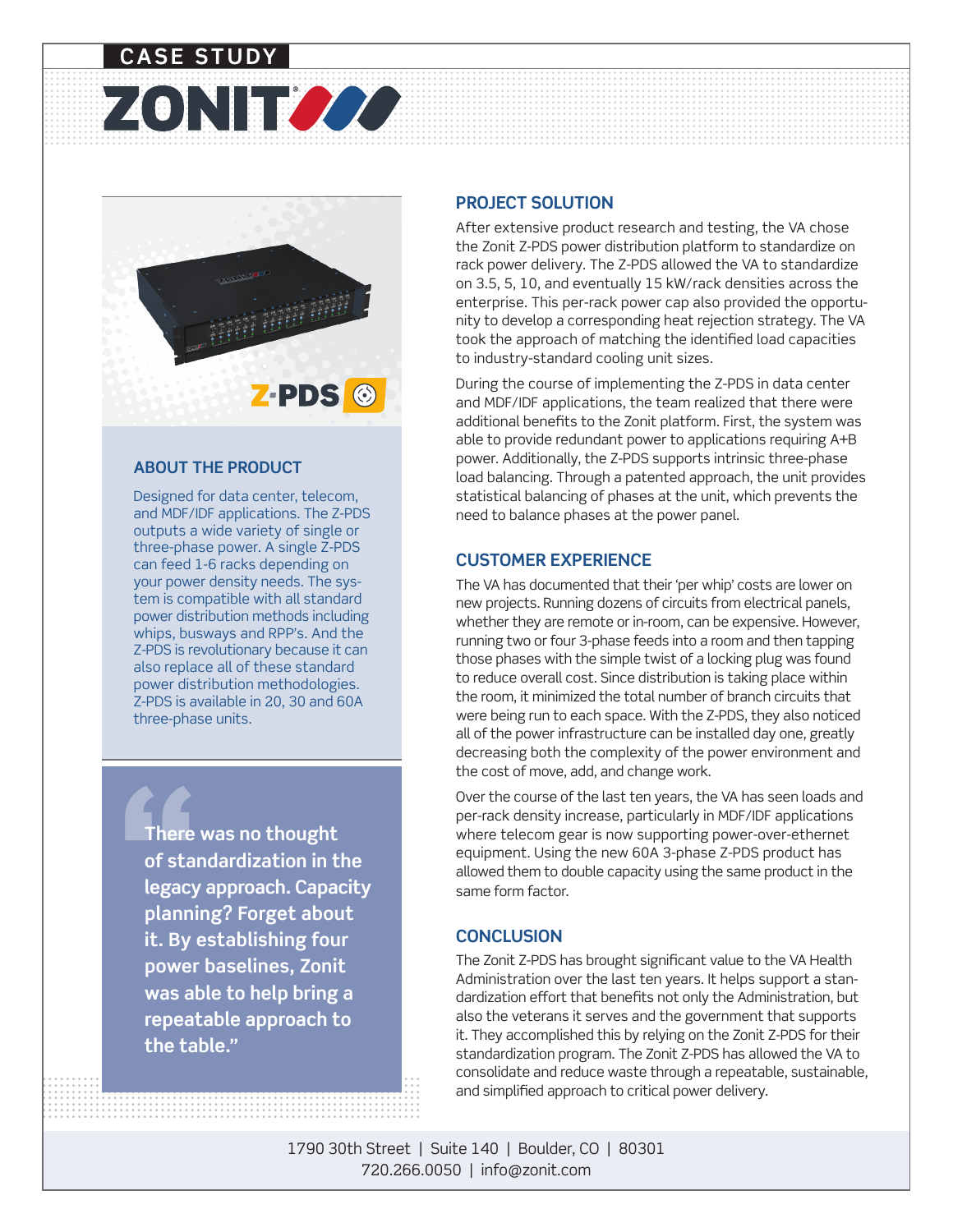CASE STUDY

# ZONIT

Z-PDS

## ABOUT THE PRODUCT

Designed for data center, telecom, and MDF/IDF applications. The Z-PDS outputs a wide variety of single or three-phase power. A single Z-PDS can feed 1-6 racks depending on your power density needs. The system is compatible with all standard power distribution methods including whips, busways and RPP's. And the Z-PDS is revolutionary because it can also replace all of these standard power distribution methodologies. Z-PDS is available in 20, 30 and 60A three-phase units.

> "There was no thought of standardization in the legacy approach. Capacity planning? Forget about it. By establishing four power baselines, Zonit was able to help bring a repeatable approach to the table."

## PROJECT SOLUTION

After extensive product research and testing, the VA chose the Zonit Z-PDS power distribution platform to standardize on rack power delivery. The Z-PDS allowed the VA to standardize on 3.5, 5, 10, and eventually 15 kW/rack densities across the enterprise. This per-rack power cap also provided the opportunity to develop a corresponding heat rejection strategy. The VA took the approach of matching the identified load capacities to industry-standard cooling unit sizes.

During the course of implementing the Z-PDS in data center and MDF/IDF applications, the team realized that there were additional benefits to the Zonit platform. First, the system was able to provide redundant power to applications requiring A+B power. Additionally, the Z-PDS supports intrinsic three-phase load balancing. Through a patented approach, the unit provides statistical balancing of phases at the unit, which prevents the need to balance phases at the power panel.

## CUSTOMER EXPERIENCE

The VA has documented that their 'per whip' costs are lower on new projects. Running dozens of circuits from electrical panels, whether they are remote or in-room, can be expensive. However, running two or four 3-phase feeds into a room and then tapping those phases with the simple twist of a locking plug was found to reduce overall cost. Since distribution is taking place within the room, it minimized the total number of branch circuits that were being run to each space. With the Z-PDS, they also noticed all of the power infrastructure can be installed day one, greatly decreasing both the complexity of the power environment and the cost of move, add, and change work.

Over the course of the last ten years, the VA has seen loads and per-rack density increase, particularly in MDF/IDF applications where telecom gear is now supporting power-over-ethernet equipment. Using the new 60A 3-phase Z-PDS product has allowed them to double capacity using the same product in the same form factor.

## CONCLUSION

The Zonit Z-PDS has brought significant value to the VA Health Administration over the last ten years. It helps support a standardization effort that benefits not only the Administration, but also the veterans it serves and the government that supports it. They accomplished this by relying on the Zonit Z-PDS for their standardization program. The Zonit Z-PDS has allowed the VA to consolidate and reduce waste through a repeatable, sustainable, and simplified approach to critical power delivery.

1790 30th Street | Suite 140 | Boulder, CO | 80301
720.266.0050 | info@zonit.com